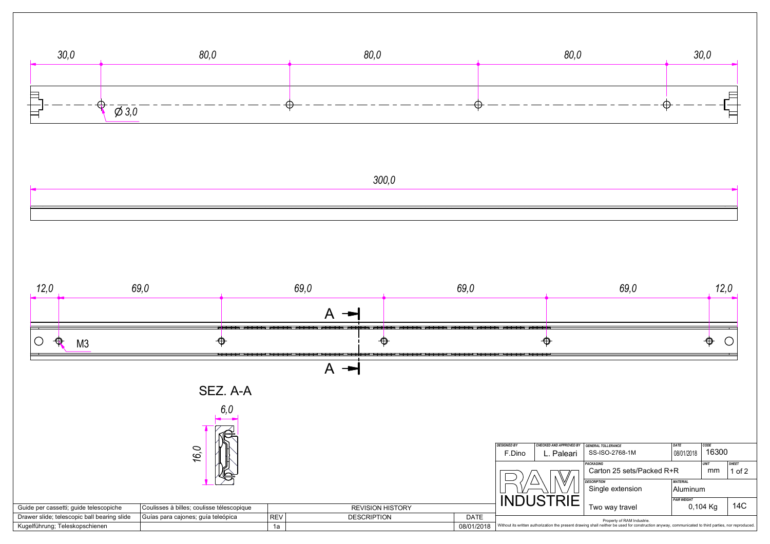30,0 | 80,0 | 80,0 | 80,0 | 30,0

Ø 3,0

300,0

12,0 | 69,0 | 69,0 | 69,0 | 69,0 | 12,0

M3

A

A

SEZ. A-A

6,0

16,0

| DESIGNED BY | CHECKED AND APPROVED BY | GENERAL TOLLERANCE | DATE | CODE | |
|---|---|---|---|---|---|
| F.Dino | L. Paleari | SS-ISO-2768-1M | 08/01/2018 | 16300 | |
| RAM INDUSTRIE | | PACKAGING | | UNIT | SHEET |
| | | Carton 25 sets/Packed R+R | | mm | 1 of 2 |
| | | DESCRIPTION | MATERIAL | | |
| | | Single extension | Aluminum | | |
| | | | PAIR WEIGHT | | |
| | | Two way travel | 0,104 Kg | | 14C |

Property of RAM Industrie.
Without its written authorization the present drawing shall neither be used for construction anyway, communicated to third parties, nor reproduced.

| | | REVISION HISTORY | | |
|---|---|---|---|---|
| Guide per cassetti; guide telescopiche | Coulisses à billes; coulisse télescopique | REV | DESCRIPTION | DATE |
| Drawer slide; telescopic ball bearing slide | Guías para cajones; guía teleópica | 1a | | 08/01/2018 |
| Kugelführung; Teleskopschienen | | | | |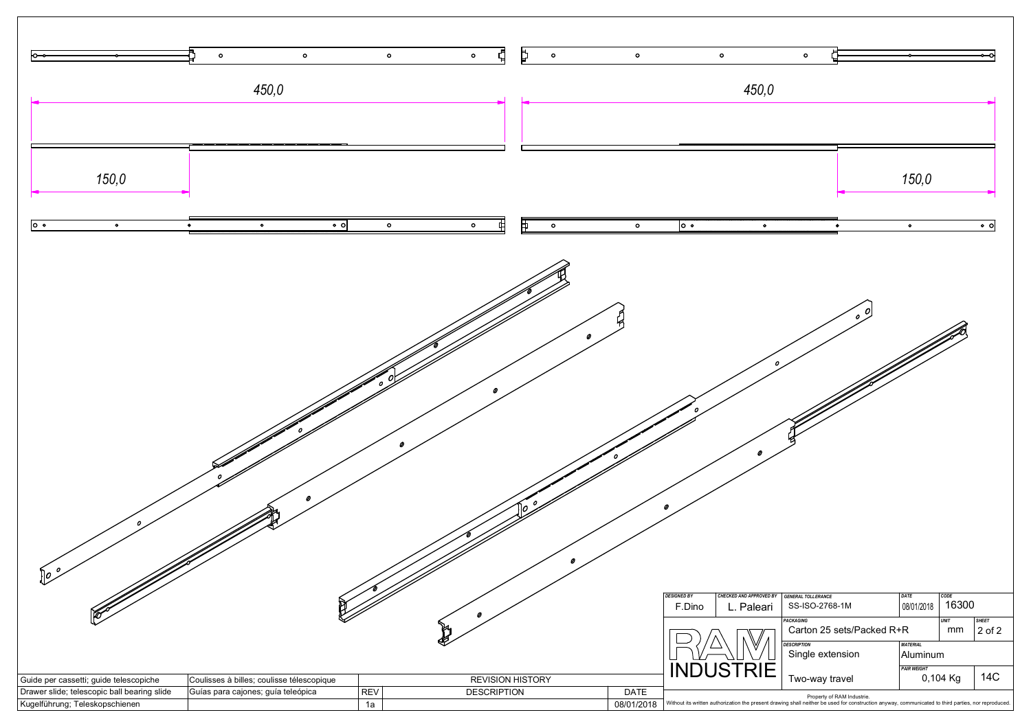450,0

450,0

150,0

150,0

| | | | | | | | | |
|---|---|---|---|---|---|---|---|---|
| DESIGNED BY | CHECKED AND APPROVED BY | GENERAL TOLLERANCE | | DATE | CODE | | | |
| F.Dino | L. Paleari | SS-ISO-2768-1M | | 08/01/2018 | 16300 | | | |
| RAM INDUSTRIE | | PACKAGING | | | UNIT | SHEET | | |
| | | Carton 25 sets/Packed R+R | | | mm | 2 of 2 | | |
| | | DESCRIPTION | | MATERIAL | | | | |
| | | Single extension | | Aluminum | | | | |
| | | Two-way travel | | PAIR WEIGHT 0,104 Kg | | 14C | | |

Property of RAM Industrie.
Without its written authorization the present drawing shall neither be used for construction anyway, communicated to third parties, nor reproduced.

| | | REVISION HISTORY | | |
|---|---|---|---|---|
| Guide per cassetti; guide telescopiche | Coulisses à billes; coulisse télescopique | | | |
| Drawer slide; telescopic ball bearing slide | Guías para cajones; guía teleópica | REV | DESCRIPTION | DATE |
| Kugelführung; Teleskopschienen | | 1a | | 08/01/2018 |